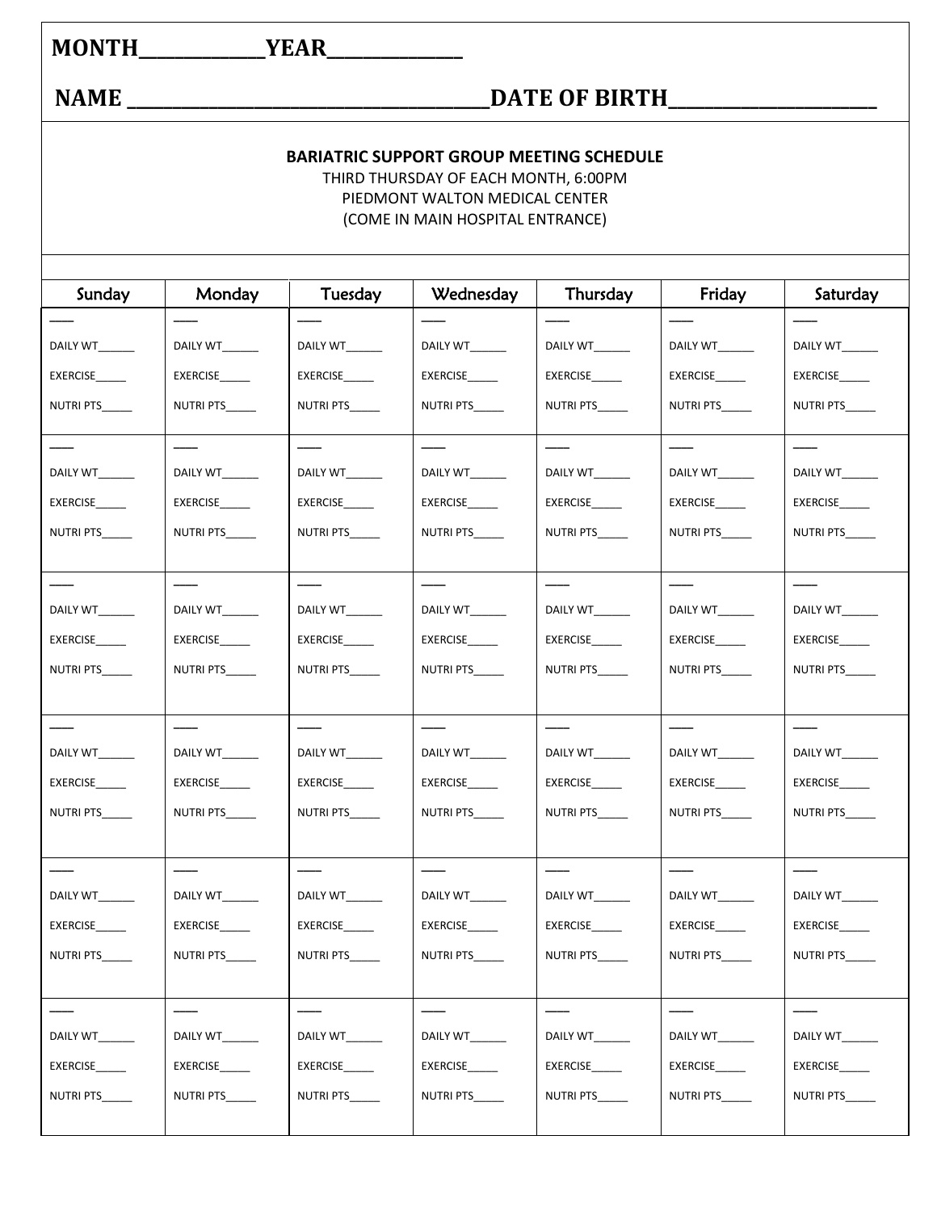**MONTH____________YEAR_____________**

**NAME ___________________________________DATE OF BIRTH____________________**

**BARIATRIC SUPPORT GROUP MEETING SCHEDULE**

THIRD THURSDAY OF EACH MONTH, 6:00PM

PIEDMONT WALTON MEDICAL CENTER

(COME IN MAIN HOSPITAL ENTRANCE)

| Sunday | Monday | Tuesday | Wednesday | Thursday | Friday | Saturday |
|---|---|---|---|---|---|---|
| ___ DAILY WT______ EXERCISE_____ NUTRI PTS_____ | ___ DAILY WT______ EXERCISE_____ NUTRI PTS_____ | ___ DAILY WT______ EXERCISE_____ NUTRI PTS_____ | ___ DAILY WT______ EXERCISE_____ NUTRI PTS_____ | ___ DAILY WT______ EXERCISE_____ NUTRI PTS_____ | ___ DAILY WT______ EXERCISE_____ NUTRI PTS_____ | ___ DAILY WT______ EXERCISE_____ NUTRI PTS_____ |
| ___ DAILY WT______ EXERCISE_____ NUTRI PTS_____ | ___ DAILY WT______ EXERCISE_____ NUTRI PTS_____ | ___ DAILY WT______ EXERCISE_____ NUTRI PTS_____ | ___ DAILY WT______ EXERCISE_____ NUTRI PTS_____ | ___ DAILY WT______ EXERCISE_____ NUTRI PTS_____ | ___ DAILY WT______ EXERCISE_____ NUTRI PTS_____ | ___ DAILY WT______ EXERCISE_____ NUTRI PTS_____ |
| ___ DAILY WT______ EXERCISE_____ NUTRI PTS_____ | ___ DAILY WT______ EXERCISE_____ NUTRI PTS_____ | ___ DAILY WT______ EXERCISE_____ NUTRI PTS_____ | ___ DAILY WT______ EXERCISE_____ NUTRI PTS_____ | ___ DAILY WT______ EXERCISE_____ NUTRI PTS_____ | ___ DAILY WT______ EXERCISE_____ NUTRI PTS_____ | ___ DAILY WT______ EXERCISE_____ NUTRI PTS_____ |
| ___ DAILY WT______ EXERCISE_____ NUTRI PTS_____ | ___ DAILY WT______ EXERCISE_____ NUTRI PTS_____ | ___ DAILY WT______ EXERCISE_____ NUTRI PTS_____ | ___ DAILY WT______ EXERCISE_____ NUTRI PTS_____ | ___ DAILY WT______ EXERCISE_____ NUTRI PTS_____ | ___ DAILY WT______ EXERCISE_____ NUTRI PTS_____ | ___ DAILY WT______ EXERCISE_____ NUTRI PTS_____ |
| ___ DAILY WT______ EXERCISE_____ NUTRI PTS_____ | ___ DAILY WT______ EXERCISE_____ NUTRI PTS_____ | ___ DAILY WT______ EXERCISE_____ NUTRI PTS_____ | ___ DAILY WT______ EXERCISE_____ NUTRI PTS_____ | ___ DAILY WT______ EXERCISE_____ NUTRI PTS_____ | ___ DAILY WT______ EXERCISE_____ NUTRI PTS_____ | ___ DAILY WT______ EXERCISE_____ NUTRI PTS_____ |
| ___ DAILY WT______ EXERCISE_____ NUTRI PTS_____ | ___ DAILY WT______ EXERCISE_____ NUTRI PTS_____ | ___ DAILY WT______ EXERCISE_____ NUTRI PTS_____ | ___ DAILY WT______ EXERCISE_____ NUTRI PTS_____ | ___ DAILY WT______ EXERCISE_____ NUTRI PTS_____ | ___ DAILY WT______ EXERCISE_____ NUTRI PTS_____ | ___ DAILY WT______ EXERCISE_____ NUTRI PTS_____ |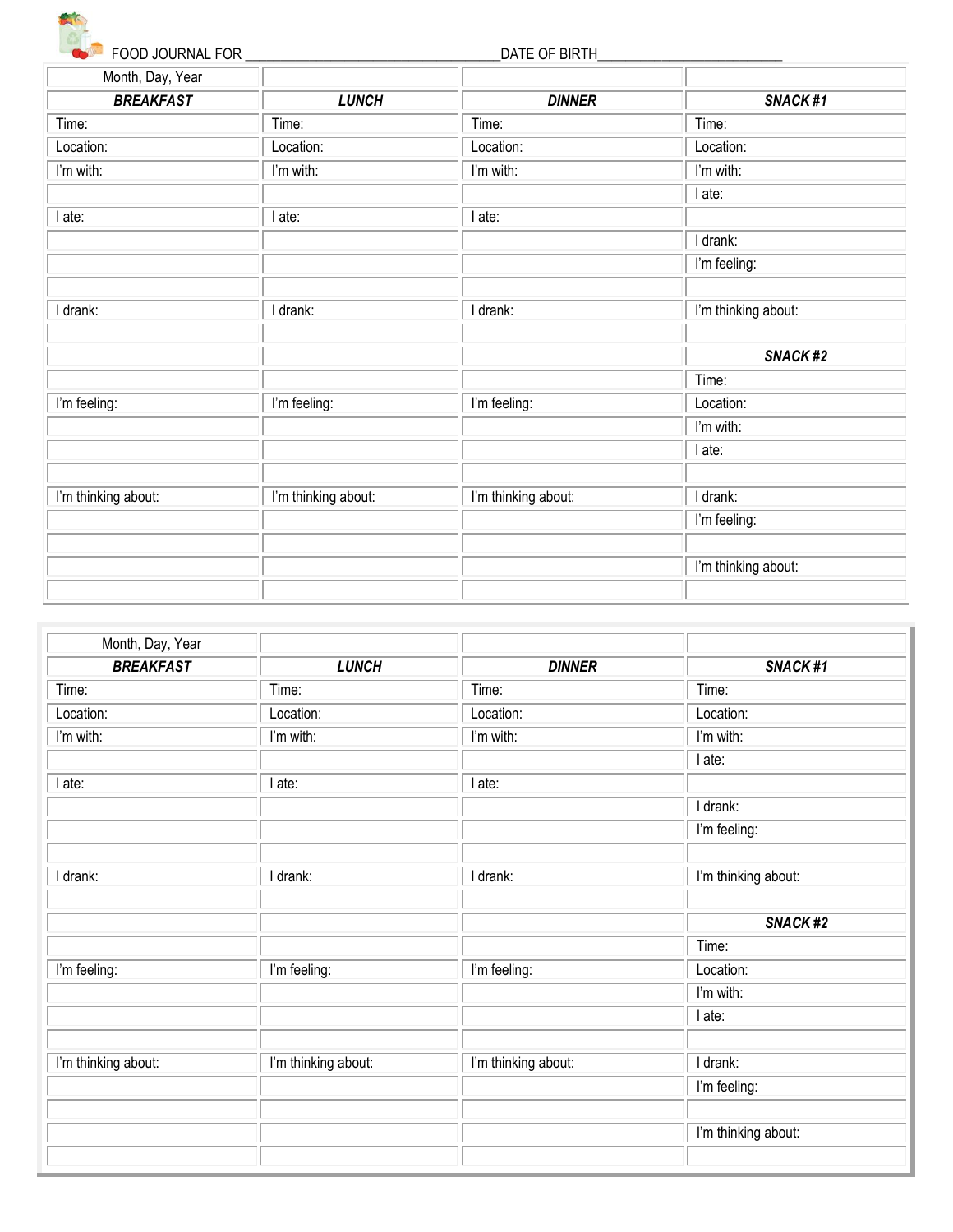FOOD JOURNAL FOR ________________________________DATE OF BIRTH________________________

| Month, Day, Year | | | |
|---|---|---|---|
| ***BREAKFAST*** | ***LUNCH*** | ***DINNER*** | ***SNACK #1*** |
| Time: | Time: | Time: | Time: |
| Location: | Location: | Location: | Location: |
| I'm with: | I'm with: | I'm with: | I'm with: |
| | | | I ate: |
| I ate: | I ate: | I ate: | |
| | | | I drank: |
| | | | I'm feeling: |
| | | | |
| I drank: | I drank: | I drank: | I'm thinking about: |
| | | | |
| | | | ***SNACK #2*** |
| | | | Time: |
| I'm feeling: | I'm feeling: | I'm feeling: | Location: |
| | | | I'm with: |
| | | | I ate: |
| | | | |
| I'm thinking about: | I'm thinking about: | I'm thinking about: | I drank: |
| | | | I'm feeling: |
| | | | |
| | | | I'm thinking about: |
| | | | |

| Month, Day, Year | | | |
|---|---|---|---|
| ***BREAKFAST*** | ***LUNCH*** | ***DINNER*** | ***SNACK #1*** |
| Time: | Time: | Time: | Time: |
| Location: | Location: | Location: | Location: |
| I'm with: | I'm with: | I'm with: | I'm with: |
| | | | I ate: |
| I ate: | I ate: | I ate: | |
| | | | I drank: |
| | | | I'm feeling: |
| | | | |
| I drank: | I drank: | I drank: | I'm thinking about: |
| | | | |
| | | | ***SNACK #2*** |
| | | | Time: |
| I'm feeling: | I'm feeling: | I'm feeling: | Location: |
| | | | I'm with: |
| | | | I ate: |
| | | | |
| I'm thinking about: | I'm thinking about: | I'm thinking about: | I drank: |
| | | | I'm feeling: |
| | | | |
| | | | I'm thinking about: |
| | | | |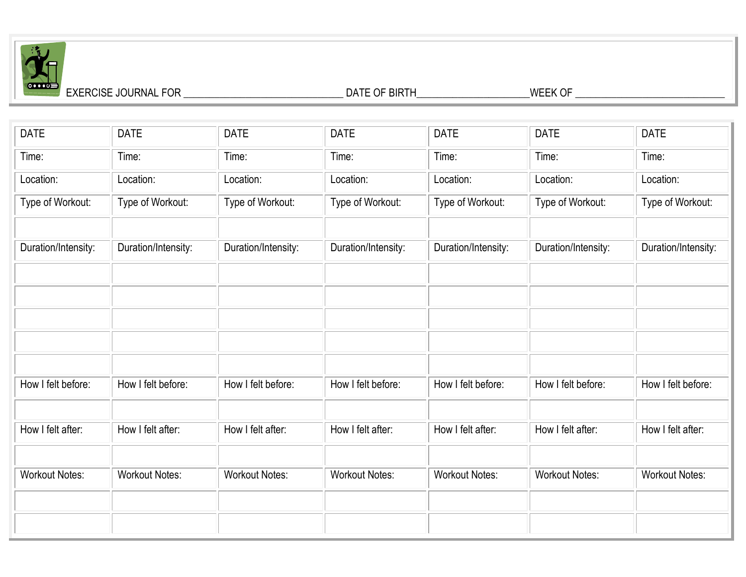EXERCISE JOURNAL FOR ____________________________ DATE OF BIRTH____________________WEEK OF ___________________________

| DATE | DATE | DATE | DATE | DATE | DATE | DATE |
|---|---|---|---|---|---|---|
| Time: | Time: | Time: | Time: | Time: | Time: | Time: |
| Location: | Location: | Location: | Location: | Location: | Location: | Location: |
| Type of Workout: | Type of Workout: | Type of Workout: | Type of Workout: | Type of Workout: | Type of Workout: | Type of Workout: |
| | | | | | | |
| Duration/Intensity: | Duration/Intensity: | Duration/Intensity: | Duration/Intensity: | Duration/Intensity: | Duration/Intensity: | Duration/Intensity: |
| | | | | | | |
| | | | | | | |
| | | | | | | |
| | | | | | | |
| | | | | | | |
| How I felt before: | How I felt before: | How I felt before: | How I felt before: | How I felt before: | How I felt before: | How I felt before: |
| | | | | | | |
| How I felt after: | How I felt after: | How I felt after: | How I felt after: | How I felt after: | How I felt after: | How I felt after: |
| | | | | | | |
| Workout Notes: | Workout Notes: | Workout Notes: | Workout Notes: | Workout Notes: | Workout Notes: | Workout Notes: |
| | | | | | | |
| | | | | | | |